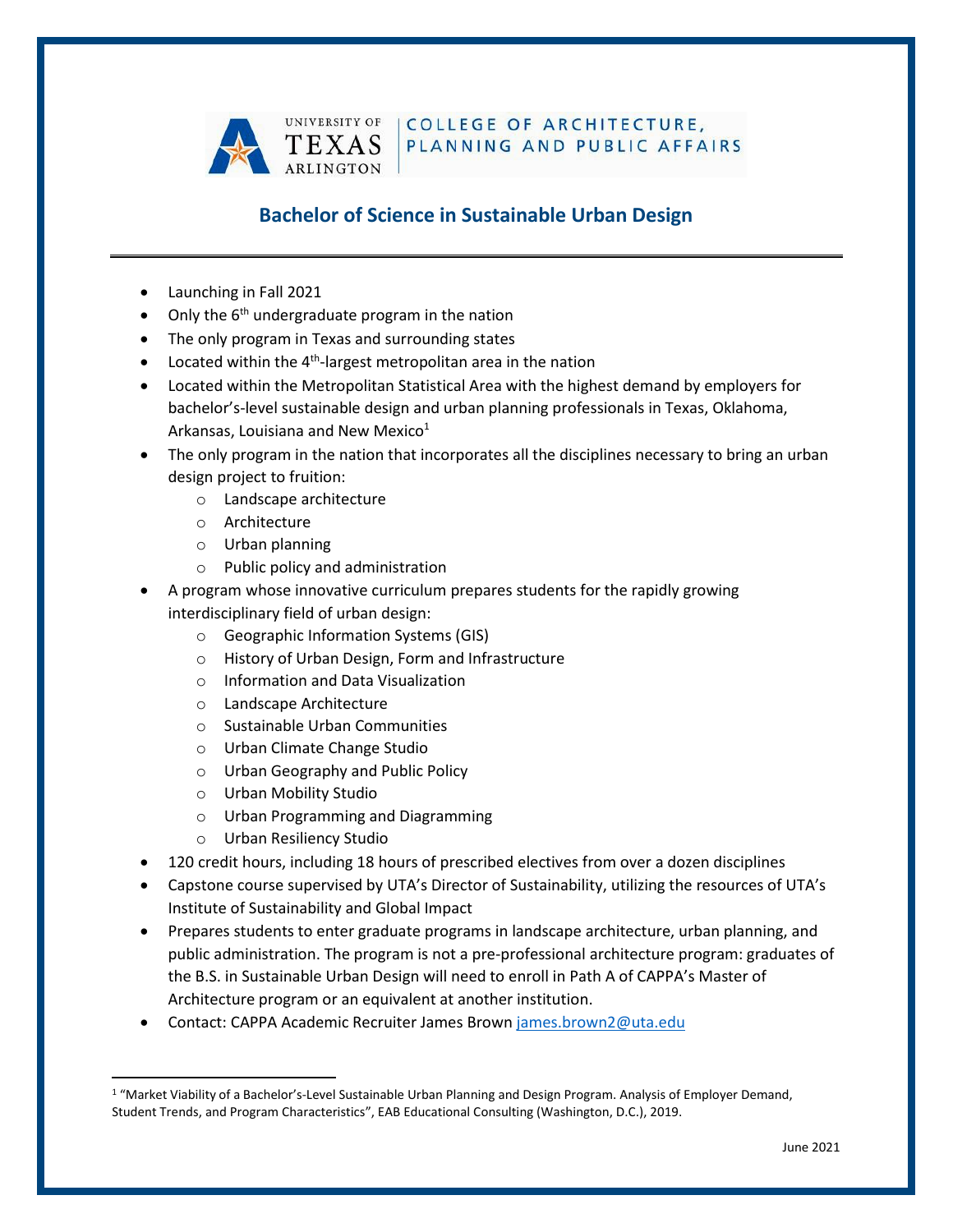UNIVERSITY OF TEXAS ARLINGTON | COLLEGE OF ARCHITECTURE, PLANNING AND PUBLIC AFFAIRS

## Bachelor of Science in Sustainable Urban Design

---

- Launching in Fall 2021
- Only the 6th undergraduate program in the nation
- The only program in Texas and surrounding states
- Located within the 4th-largest metropolitan area in the nation
- Located within the Metropolitan Statistical Area with the highest demand by employers for bachelor's-level sustainable design and urban planning professionals in Texas, Oklahoma, Arkansas, Louisiana and New Mexico[1]
- The only program in the nation that incorporates all the disciplines necessary to bring an urban design project to fruition:
  - Landscape architecture
  - Architecture
  - Urban planning
  - Public policy and administration
- A program whose innovative curriculum prepares students for the rapidly growing interdisciplinary field of urban design:
  - Geographic Information Systems (GIS)
  - History of Urban Design, Form and Infrastructure
  - Information and Data Visualization
  - Landscape Architecture
  - Sustainable Urban Communities
  - Urban Climate Change Studio
  - Urban Geography and Public Policy
  - Urban Mobility Studio
  - Urban Programming and Diagramming
  - Urban Resiliency Studio
- 120 credit hours, including 18 hours of prescribed electives from over a dozen disciplines
- Capstone course supervised by UTA's Director of Sustainability, utilizing the resources of UTA's Institute of Sustainability and Global Impact
- Prepares students to enter graduate programs in landscape architecture, urban planning, and public administration. The program is not a pre-professional architecture program: graduates of the B.S. in Sustainable Urban Design will need to enroll in Path A of CAPPA's Master of Architecture program or an equivalent at another institution.
- Contact: CAPPA Academic Recruiter James Brown james.brown2@uta.edu

---

[1] "Market Viability of a Bachelor's-Level Sustainable Urban Planning and Design Program. Analysis of Employer Demand, Student Trends, and Program Characteristics", EAB Educational Consulting (Washington, D.C.), 2019.

June 2021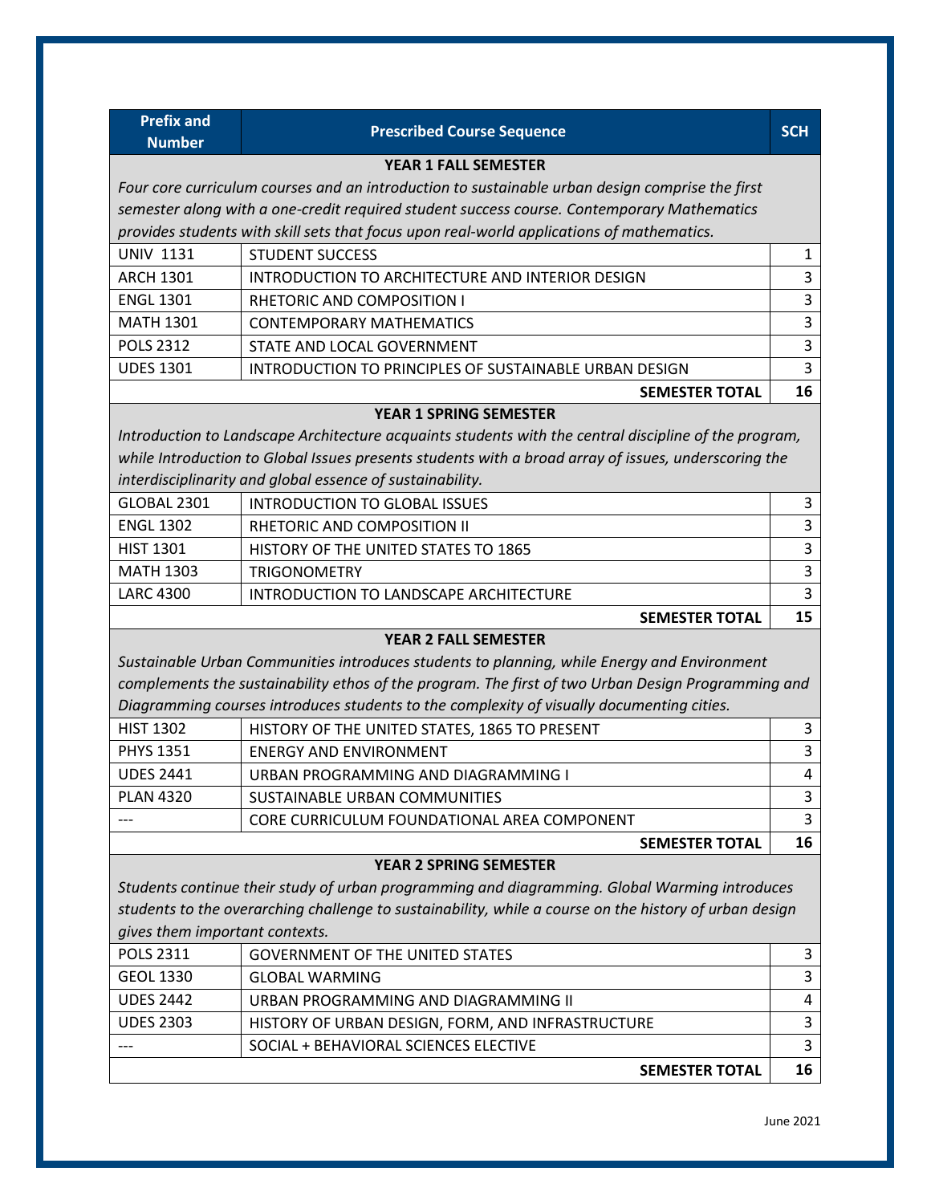| Prefix and Number | Prescribed Course Sequence | SCH |
|---|---|---|
| | **YEAR 1 FALL SEMESTER** | |
| | *Four core curriculum courses and an introduction to sustainable urban design comprise the first semester along with a one-credit required student success course. Contemporary Mathematics provides students with skill sets that focus upon real-world applications of mathematics.* | |
| UNIV 1131 | STUDENT SUCCESS | 1 |
| ARCH 1301 | INTRODUCTION TO ARCHITECTURE AND INTERIOR DESIGN | 3 |
| ENGL 1301 | RHETORIC AND COMPOSITION I | 3 |
| MATH 1301 | CONTEMPORARY MATHEMATICS | 3 |
| POLS 2312 | STATE AND LOCAL GOVERNMENT | 3 |
| UDES 1301 | INTRODUCTION TO PRINCIPLES OF SUSTAINABLE URBAN DESIGN | 3 |
| | **SEMESTER TOTAL** | **16** |
| | **YEAR 1 SPRING SEMESTER** | |
| | *Introduction to Landscape Architecture acquaints students with the central discipline of the program, while Introduction to Global Issues presents students with a broad array of issues, underscoring the interdisciplinarity and global essence of sustainability.* | |
| GLOBAL 2301 | INTRODUCTION TO GLOBAL ISSUES | 3 |
| ENGL 1302 | RHETORIC AND COMPOSITION II | 3 |
| HIST 1301 | HISTORY OF THE UNITED STATES TO 1865 | 3 |
| MATH 1303 | TRIGONOMETRY | 3 |
| LARC 4300 | INTRODUCTION TO LANDSCAPE ARCHITECTURE | 3 |
| | **SEMESTER TOTAL** | **15** |
| | **YEAR 2 FALL SEMESTER** | |
| | *Sustainable Urban Communities introduces students to planning, while Energy and Environment complements the sustainability ethos of the program. The first of two Urban Design Programming and Diagramming courses introduces students to the complexity of visually documenting cities.* | |
| HIST 1302 | HISTORY OF THE UNITED STATES, 1865 TO PRESENT | 3 |
| PHYS 1351 | ENERGY AND ENVIRONMENT | 3 |
| UDES 2441 | URBAN PROGRAMMING AND DIAGRAMMING I | 4 |
| PLAN 4320 | SUSTAINABLE URBAN COMMUNITIES | 3 |
| --- | CORE CURRICULUM FOUNDATIONAL AREA COMPONENT | 3 |
| | **SEMESTER TOTAL** | **16** |
| | **YEAR 2 SPRING SEMESTER** | |
| | *Students continue their study of urban programming and diagramming. Global Warming introduces students to the overarching challenge to sustainability, while a course on the history of urban design gives them important contexts.* | |
| POLS 2311 | GOVERNMENT OF THE UNITED STATES | 3 |
| GEOL 1330 | GLOBAL WARMING | 3 |
| UDES 2442 | URBAN PROGRAMMING AND DIAGRAMMING II | 4 |
| UDES 2303 | HISTORY OF URBAN DESIGN, FORM, AND INFRASTRUCTURE | 3 |
| --- | SOCIAL + BEHAVIORAL SCIENCES ELECTIVE | 3 |
| | **SEMESTER TOTAL** | **16** |

June 2021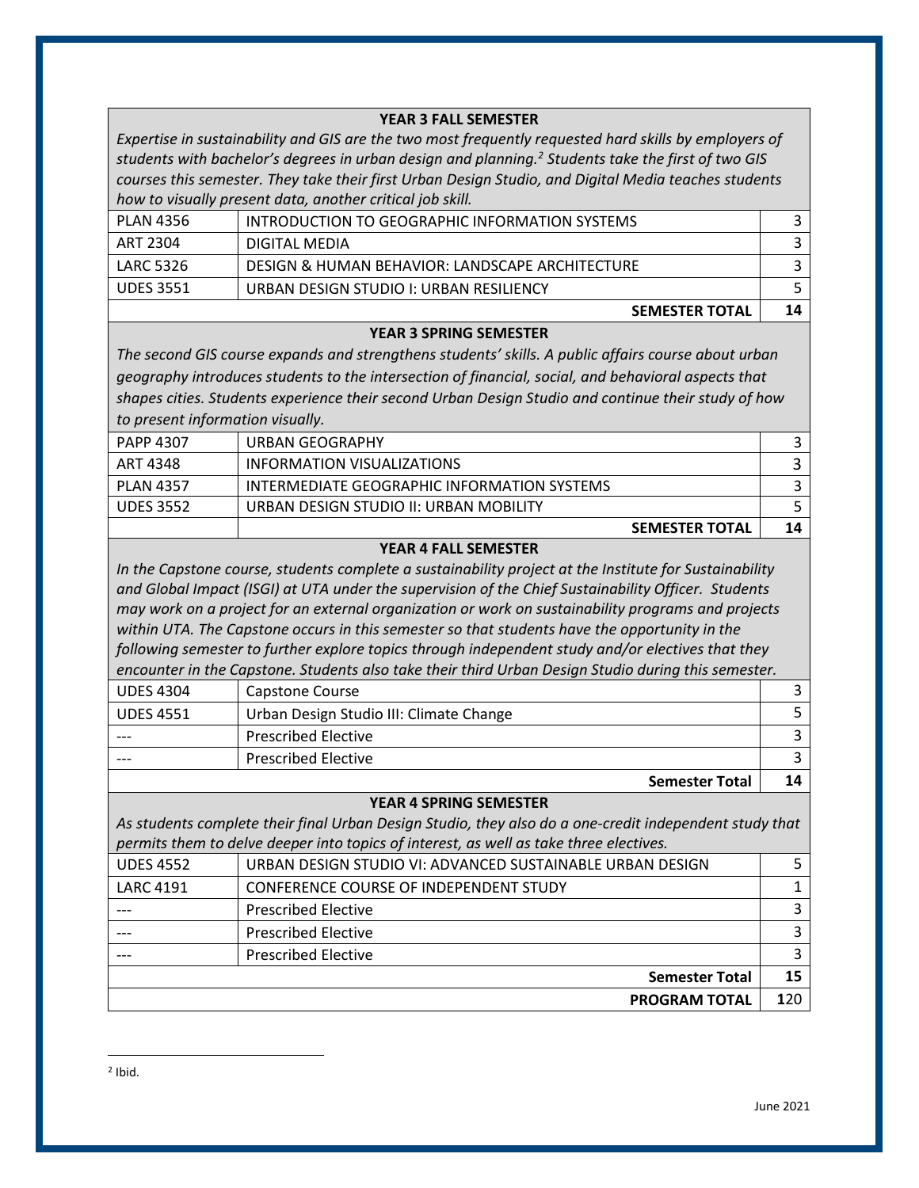| | | |
|---|---|---|
| **YEAR 3 FALL SEMESTER** | | |
| *Expertise in sustainability and GIS are the two most frequently requested hard skills by employers of students with bachelor's degrees in urban design and planning.[2] Students take the first of two GIS courses this semester. They take their first Urban Design Studio, and Digital Media teaches students how to visually present data, another critical job skill.* | | |
| PLAN 4356 | INTRODUCTION TO GEOGRAPHIC INFORMATION SYSTEMS | 3 |
| ART 2304 | DIGITAL MEDIA | 3 |
| LARC 5326 | DESIGN & HUMAN BEHAVIOR: LANDSCAPE ARCHITECTURE | 3 |
| UDES 3551 | URBAN DESIGN STUDIO I: URBAN RESILIENCY | 5 |
| | **SEMESTER TOTAL** | **14** |
| **YEAR 3 SPRING SEMESTER** | | |
| *The second GIS course expands and strengthens students' skills. A public affairs course about urban geography introduces students to the intersection of financial, social, and behavioral aspects that shapes cities. Students experience their second Urban Design Studio and continue their study of how to present information visually.* | | |
| PAPP 4307 | URBAN GEOGRAPHY | 3 |
| ART 4348 | INFORMATION VISUALIZATIONS | 3 |
| PLAN 4357 | INTERMEDIATE GEOGRAPHIC INFORMATION SYSTEMS | 3 |
| UDES 3552 | URBAN DESIGN STUDIO II: URBAN MOBILITY | 5 |
| | **SEMESTER TOTAL** | **14** |
| **YEAR 4 FALL SEMESTER** | | |
| *In the Capstone course, students complete a sustainability project at the Institute for Sustainability and Global Impact (ISGI) at UTA under the supervision of the Chief Sustainability Officer. Students may work on a project for an external organization or work on sustainability programs and projects within UTA. The Capstone occurs in this semester so that students have the opportunity in the following semester to further explore topics through independent study and/or electives that they encounter in the Capstone. Students also take their third Urban Design Studio during this semester.* | | |
| UDES 4304 | Capstone Course | 3 |
| UDES 4551 | Urban Design Studio III: Climate Change | 5 |
| --- | Prescribed Elective | 3 |
| --- | Prescribed Elective | 3 |
| | **Semester Total** | **14** |
| **YEAR 4 SPRING SEMESTER** | | |
| *As students complete their final Urban Design Studio, they also do a one-credit independent study that permits them to delve deeper into topics of interest, as well as take three electives.* | | |
| UDES 4552 | URBAN DESIGN STUDIO VI: ADVANCED SUSTAINABLE URBAN DESIGN | 5 |
| LARC 4191 | CONFERENCE COURSE OF INDEPENDENT STUDY | 1 |
| --- | Prescribed Elective | 3 |
| --- | Prescribed Elective | 3 |
| --- | Prescribed Elective | 3 |
| | **Semester Total** | **15** |
| | **PROGRAM TOTAL** | **1**20 |

[2] Ibid.

June 2021